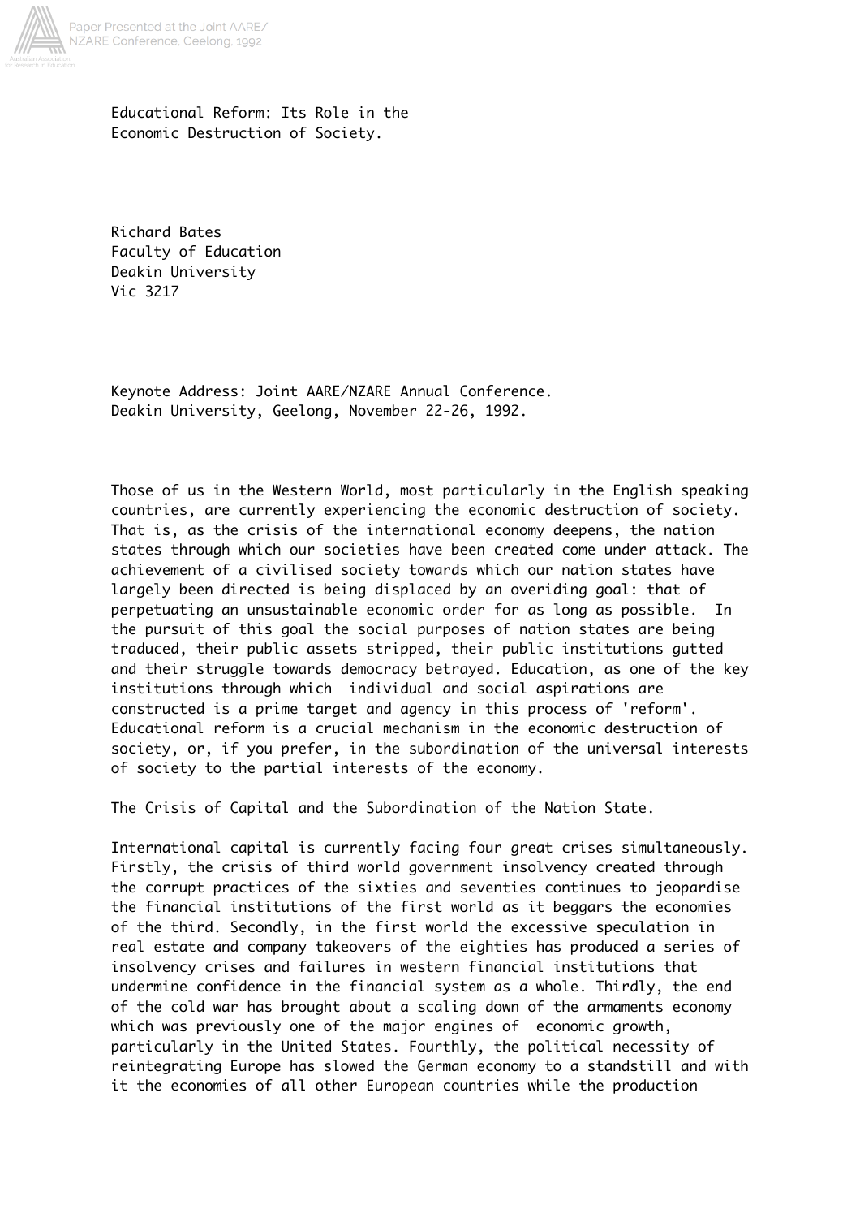# Educational Reform: Its Role in the Economic Destruction of Society.

Richard Bates
Faculty of Education
Deakin University
Vic 3217

Keynote Address: Joint AARE/NZARE Annual Conference.
Deakin University, Geelong, November 22-26, 1992.

Those of us in the Western World, most particularly in the English speaking countries, are currently experiencing the economic destruction of society. That is, as the crisis of the international economy deepens, the nation states through which our societies have been created come under attack. The achievement of a civilised society towards which our nation states have largely been directed is being displaced by an overiding goal: that of perpetuating an unsustainable economic order for as long as possible. In the pursuit of this goal the social purposes of nation states are being traduced, their public assets stripped, their public institutions gutted and their struggle towards democracy betrayed. Education, as one of the key institutions through which individual and social aspirations are constructed is a prime target and agency in this process of 'reform'. Educational reform is a crucial mechanism in the economic destruction of society, or, if you prefer, in the subordination of the universal interests of society to the partial interests of the economy.

## The Crisis of Capital and the Subordination of the Nation State.

International capital is currently facing four great crises simultaneously. Firstly, the crisis of third world government insolvency created through the corrupt practices of the sixties and seventies continues to jeopardise the financial institutions of the first world as it beggars the economies of the third. Secondly, in the first world the excessive speculation in real estate and company takeovers of the eighties has produced a series of insolvency crises and failures in western financial institutions that undermine confidence in the financial system as a whole. Thirdly, the end of the cold war has brought about a scaling down of the armaments economy which was previously one of the major engines of economic growth, particularly in the United States. Fourthly, the political necessity of reintegrating Europe has slowed the German economy to a standstill and with it the economies of all other European countries while the production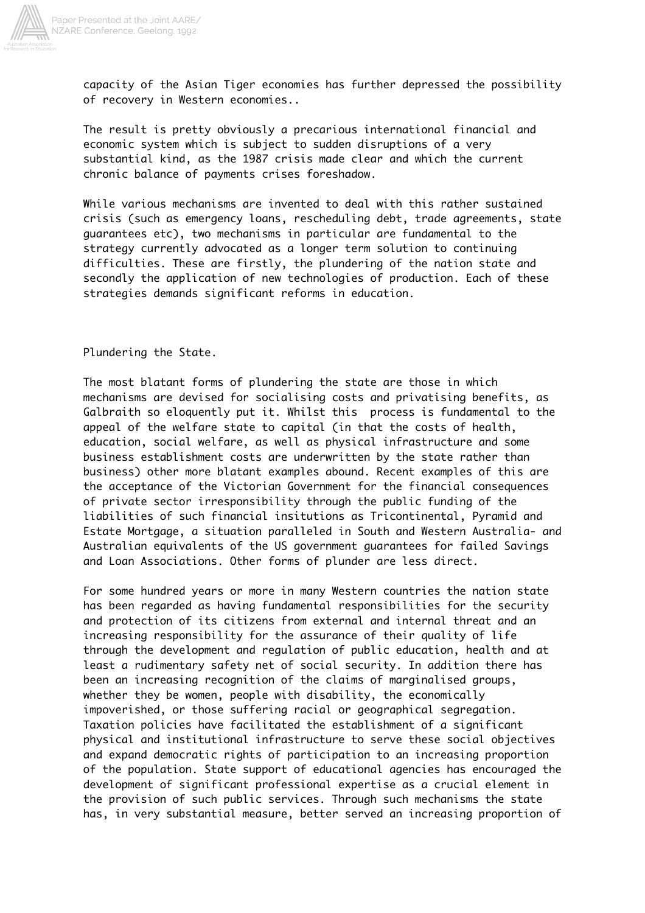capacity of the Asian Tiger economies has further depressed the possibility of recovery in Western economies..

The result is pretty obviously a precarious international financial and economic system which is subject to sudden disruptions of a very substantial kind, as the 1987 crisis made clear and which the current chronic balance of payments crises foreshadow.

While various mechanisms are invented to deal with this rather sustained crisis (such as emergency loans, rescheduling debt, trade agreements, state guarantees etc), two mechanisms in particular are fundamental to the strategy currently advocated as a longer term solution to continuing difficulties. These are firstly, the plundering of the nation state and secondly the application of new technologies of production. Each of these strategies demands significant reforms in education.

## Plundering the State.

The most blatant forms of plundering the state are those in which mechanisms are devised for socialising costs and privatising benefits, as Galbraith so eloquently put it. Whilst this process is fundamental to the appeal of the welfare state to capital (in that the costs of health, education, social welfare, as well as physical infrastructure and some business establishment costs are underwritten by the state rather than business) other more blatant examples abound. Recent examples of this are the acceptance of the Victorian Government for the financial consequences of private sector irresponsibility through the public funding of the liabilities of such financial insitutions as Tricontinental, Pyramid and Estate Mortgage, a situation paralleled in South and Western Australia- and Australian equivalents of the US government guarantees for failed Savings and Loan Associations. Other forms of plunder are less direct.

For some hundred years or more in many Western countries the nation state has been regarded as having fundamental responsibilities for the security and protection of its citizens from external and internal threat and an increasing responsibility for the assurance of their quality of life through the development and regulation of public education, health and at least a rudimentary safety net of social security. In addition there has been an increasing recognition of the claims of marginalised groups, whether they be women, people with disability, the economically impoverished, or those suffering racial or geographical segregation. Taxation policies have facilitated the establishment of a significant physical and institutional infrastructure to serve these social objectives and expand democratic rights of participation to an increasing proportion of the population. State support of educational agencies has encouraged the development of significant professional expertise as a crucial element in the provision of such public services. Through such mechanisms the state has, in very substantial measure, better served an increasing proportion of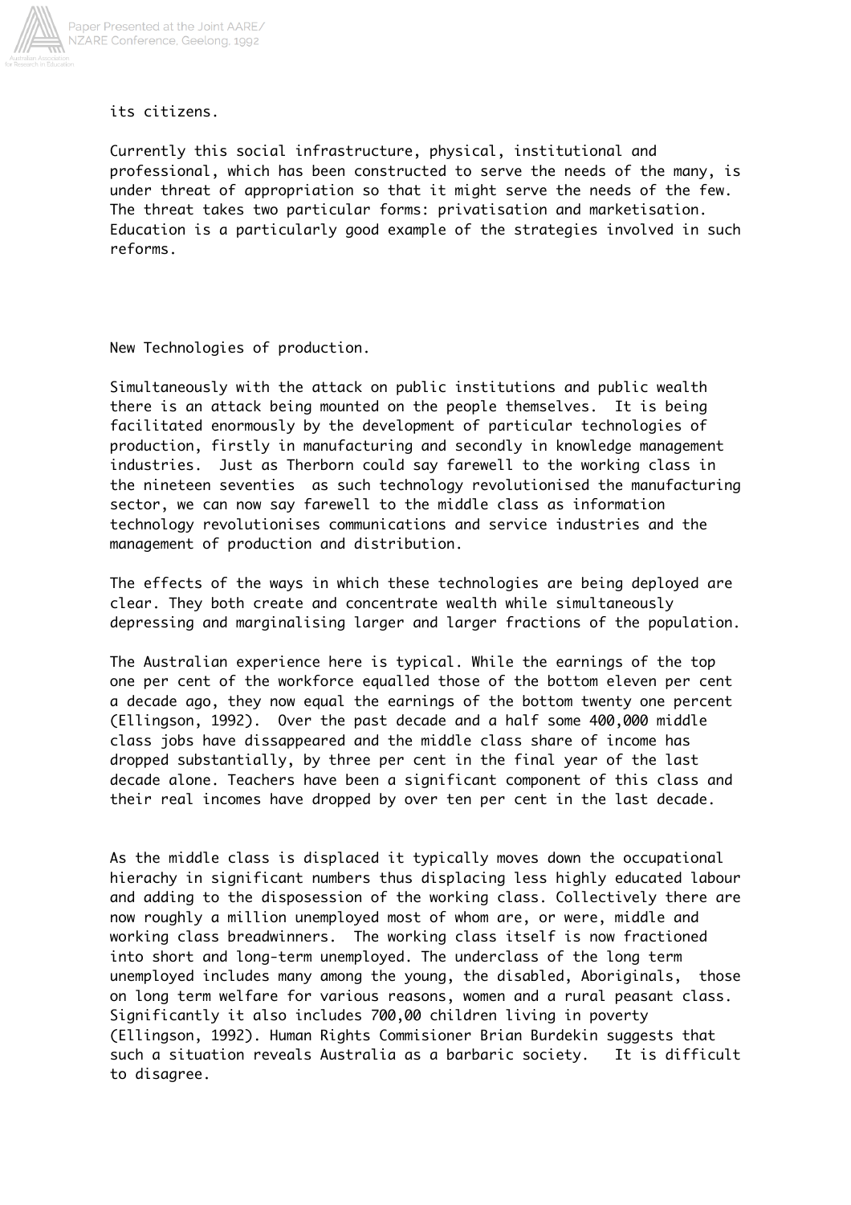its citizens.

Currently this social infrastructure, physical, institutional and professional, which has been constructed to serve the needs of the many, is under threat of appropriation so that it might serve the needs of the few. The threat takes two particular forms: privatisation and marketisation. Education is a particularly good example of the strategies involved in such reforms.

## New Technologies of production.

Simultaneously with the attack on public institutions and public wealth there is an attack being mounted on the people themselves. It is being facilitated enormously by the development of particular technologies of production, firstly in manufacturing and secondly in knowledge management industries. Just as Therborn could say farewell to the working class in the nineteen seventies as such technology revolutionised the manufacturing sector, we can now say farewell to the middle class as information technology revolutionises communications and service industries and the management of production and distribution.

The effects of the ways in which these technologies are being deployed are clear. They both create and concentrate wealth while simultaneously depressing and marginalising larger and larger fractions of the population.

The Australian experience here is typical. While the earnings of the top one per cent of the workforce equalled those of the bottom eleven per cent a decade ago, they now equal the earnings of the bottom twenty one percent (Ellingson, 1992). Over the past decade and a half some 400,000 middle class jobs have dissappeared and the middle class share of income has dropped substantially, by three per cent in the final year of the last decade alone. Teachers have been a significant component of this class and their real incomes have dropped by over ten per cent in the last decade.

As the middle class is displaced it typically moves down the occupational hierachy in significant numbers thus displacing less highly educated labour and adding to the disposession of the working class. Collectively there are now roughly a million unemployed most of whom are, or were, middle and working class breadwinners. The working class itself is now fractioned into short and long-term unemployed. The underclass of the long term unemployed includes many among the young, the disabled, Aboriginals, those on long term welfare for various reasons, women and a rural peasant class. Significantly it also includes 700,00 children living in poverty (Ellingson, 1992). Human Rights Commisioner Brian Burdekin suggests that such a situation reveals Australia as a barbaric society. It is difficult to disagree.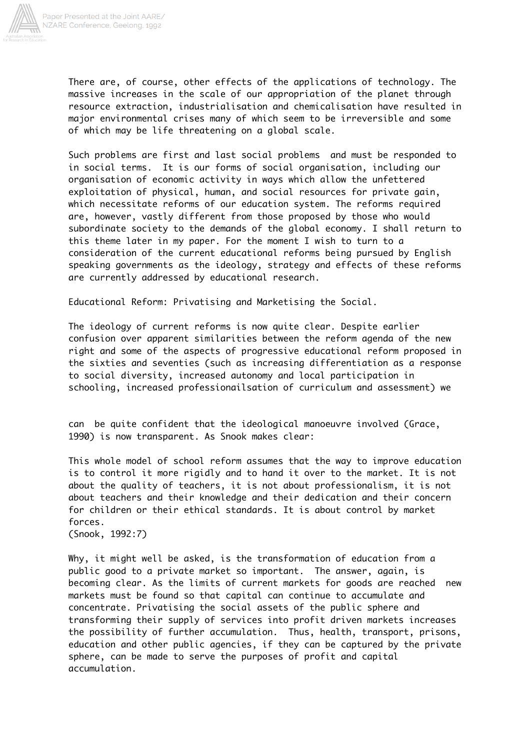There are, of course, other effects of the applications of technology. The massive increases in the scale of our appropriation of the planet through resource extraction, industrialisation and chemicalisation have resulted in major environmental crises many of which seem to be irreversible and some of which may be life threatening on a global scale.

Such problems are first and last social problems and must be responded to in social terms. It is our forms of social organisation, including our organisation of economic activity in ways which allow the unfettered exploitation of physical, human, and social resources for private gain, which necessitate reforms of our education system. The reforms required are, however, vastly different from those proposed by those who would subordinate society to the demands of the global economy. I shall return to this theme later in my paper. For the moment I wish to turn to a consideration of the current educational reforms being pursued by English speaking governments as the ideology, strategy and effects of these reforms are currently addressed by educational research.

## Educational Reform: Privatising and Marketising the Social.

The ideology of current reforms is now quite clear. Despite earlier confusion over apparent similarities between the reform agenda of the new right and some of the aspects of progressive educational reform proposed in the sixties and seventies (such as increasing differentiation as a response to social diversity, increased autonomy and local participation in schooling, increased professionailsation of curriculum and assessment) we can be quite confident that the ideological manoeuvre involved (Grace, 1990) is now transparent. As Snook makes clear:

> This whole model of school reform assumes that the way to improve education is to control it more rigidly and to hand it over to the market. It is not about the quality of teachers, it is not about professionalism, it is not about teachers and their knowledge and their dedication and their concern for children or their ethical standards. It is about control by market forces.
> (Snook, 1992:7)

Why, it might well be asked, is the transformation of education from a public good to a private market so important. The answer, again, is becoming clear. As the limits of current markets for goods are reached new markets must be found so that capital can continue to accumulate and concentrate. Privatising the social assets of the public sphere and transforming their supply of services into profit driven markets increases the possibility of further accumulation. Thus, health, transport, prisons, education and other public agencies, if they can be captured by the private sphere, can be made to serve the purposes of profit and capital accumulation.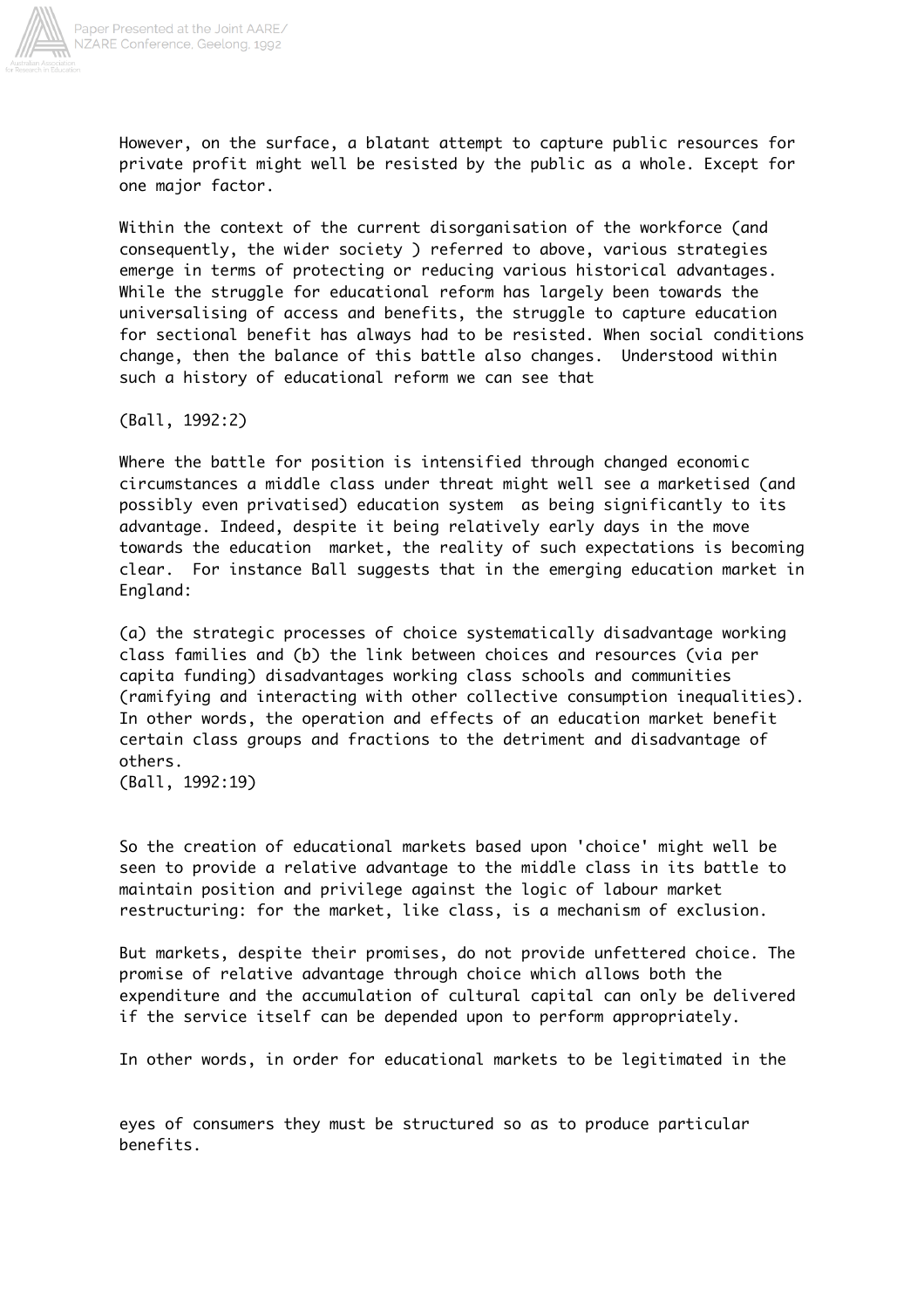However, on the surface, a blatant attempt to capture public resources for private profit might well be resisted by the public as a whole. Except for one major factor.

Within the context of the current disorganisation of the workforce (and consequently, the wider society ) referred to above, various strategies emerge in terms of protecting or reducing various historical advantages. While the struggle for educational reform has largely been towards the universalising of access and benefits, the struggle to capture education for sectional benefit has always had to be resisted. When social conditions change, then the balance of this battle also changes. Understood within such a history of educational reform we can see that

(Ball, 1992:2)

Where the battle for position is intensified through changed economic circumstances a middle class under threat might well see a marketised (and possibly even privatised) education system as being significantly to its advantage. Indeed, despite it being relatively early days in the move towards the education market, the reality of such expectations is becoming clear. For instance Ball suggests that in the emerging education market in England:

> (a) the strategic processes of choice systematically disadvantage working class families and (b) the link between choices and resources (via per capita funding) disadvantages working class schools and communities (ramifying and interacting with other collective consumption inequalities). In other words, the operation and effects of an education market benefit certain class groups and fractions to the detriment and disadvantage of others.
> (Ball, 1992:19)

So the creation of educational markets based upon 'choice' might well be seen to provide a relative advantage to the middle class in its battle to maintain position and privilege against the logic of labour market restructuring: for the market, like class, is a mechanism of exclusion.

But markets, despite their promises, do not provide unfettered choice. The promise of relative advantage through choice which allows both the expenditure and the accumulation of cultural capital can only be delivered if the service itself can be depended upon to perform appropriately.

In other words, in order for educational markets to be legitimated in the eyes of consumers they must be structured so as to produce particular benefits.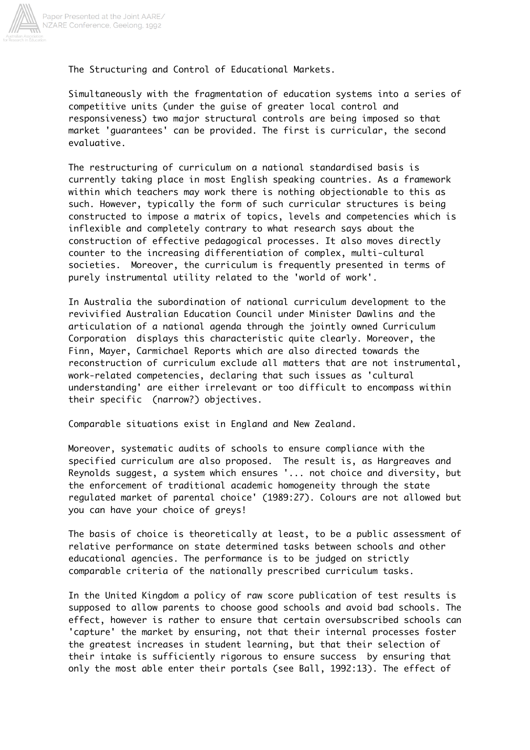The Structuring and Control of Educational Markets.

Simultaneously with the fragmentation of education systems into a series of competitive units (under the guise of greater local control and responsiveness) two major structural controls are being imposed so that market 'guarantees' can be provided. The first is curricular, the second evaluative.

The restructuring of curriculum on a national standardised basis is currently taking place in most English speaking countries. As a framework within which teachers may work there is nothing objectionable to this as such. However, typically the form of such curricular structures is being constructed to impose a matrix of topics, levels and competencies which is inflexible and completely contrary to what research says about the construction of effective pedagogical processes. It also moves directly counter to the increasing differentiation of complex, multi-cultural societies. Moreover, the curriculum is frequently presented in terms of purely instrumental utility related to the 'world of work'.

In Australia the subordination of national curriculum development to the revivified Australian Education Council under Minister Dawlins and the articulation of a national agenda through the jointly owned Curriculum Corporation displays this characteristic quite clearly. Moreover, the Finn, Mayer, Carmichael Reports which are also directed towards the reconstruction of curriculum exclude all matters that are not instrumental, work-related competencies, declaring that such issues as 'cultural understanding' are either irrelevant or too difficult to encompass within their specific (narrow?) objectives.

Comparable situations exist in England and New Zealand.

Moreover, systematic audits of schools to ensure compliance with the specified curriculum are also proposed. The result is, as Hargreaves and Reynolds suggest, a system which ensures '... not choice and diversity, but the enforcement of traditional academic homogeneity through the state regulated market of parental choice' (1989:27). Colours are not allowed but you can have your choice of greys!

The basis of choice is theoretically at least, to be a public assessment of relative performance on state determined tasks between schools and other educational agencies. The performance is to be judged on strictly comparable criteria of the nationally prescribed curriculum tasks.

In the United Kingdom a policy of raw score publication of test results is supposed to allow parents to choose good schools and avoid bad schools. The effect, however is rather to ensure that certain oversubscribed schools can 'capture' the market by ensuring, not that their internal processes foster the greatest increases in student learning, but that their selection of their intake is sufficiently rigorous to ensure success by ensuring that only the most able enter their portals (see Ball, 1992:13). The effect of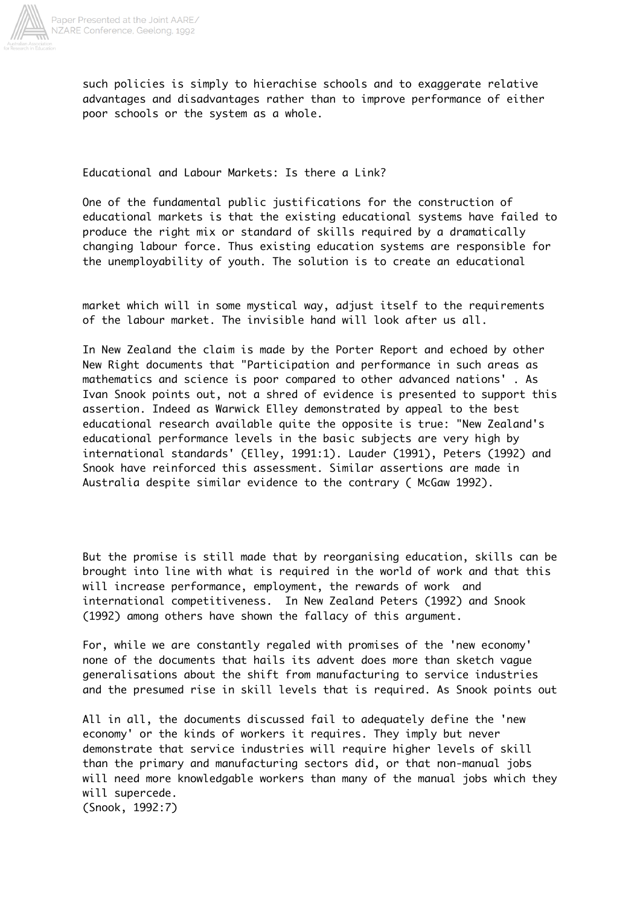such policies is simply to hierachise schools and to exaggerate relative advantages and disadvantages rather than to improve performance of either poor schools or the system as a whole.

## Educational and Labour Markets: Is there a Link?

One of the fundamental public justifications for the construction of educational markets is that the existing educational systems have failed to produce the right mix or standard of skills required by a dramatically changing labour force. Thus existing education systems are responsible for the unemployability of youth. The solution is to create an educational market which will in some mystical way, adjust itself to the requirements of the labour market. The invisible hand will look after us all.

In New Zealand the claim is made by the Porter Report and echoed by other New Right documents that "Participation and performance in such areas as mathematics and science is poor compared to other advanced nations' . As Ivan Snook points out, not a shred of evidence is presented to support this assertion. Indeed as Warwick Elley demonstrated by appeal to the best educational research available quite the opposite is true: "New Zealand's educational performance levels in the basic subjects are very high by international standards' (Elley, 1991:1). Lauder (1991), Peters (1992) and Snook have reinforced this assessment. Similar assertions are made in Australia despite similar evidence to the contrary ( McGaw 1992).

But the promise is still made that by reorganising education, skills can be brought into line with what is required in the world of work and that this will increase performance, employment, the rewards of work and international competitiveness. In New Zealand Peters (1992) and Snook (1992) among others have shown the fallacy of this argument.

For, while we are constantly regaled with promises of the 'new economy' none of the documents that hails its advent does more than sketch vague generalisations about the shift from manufacturing to service industries and the presumed rise in skill levels that is required. As Snook points out

All in all, the documents discussed fail to adequately define the 'new economy' or the kinds of workers it requires. They imply but never demonstrate that service industries will require higher levels of skill than the primary and manufacturing sectors did, or that non-manual jobs will need more knowledgable workers than many of the manual jobs which they will supercede.
(Snook, 1992:7)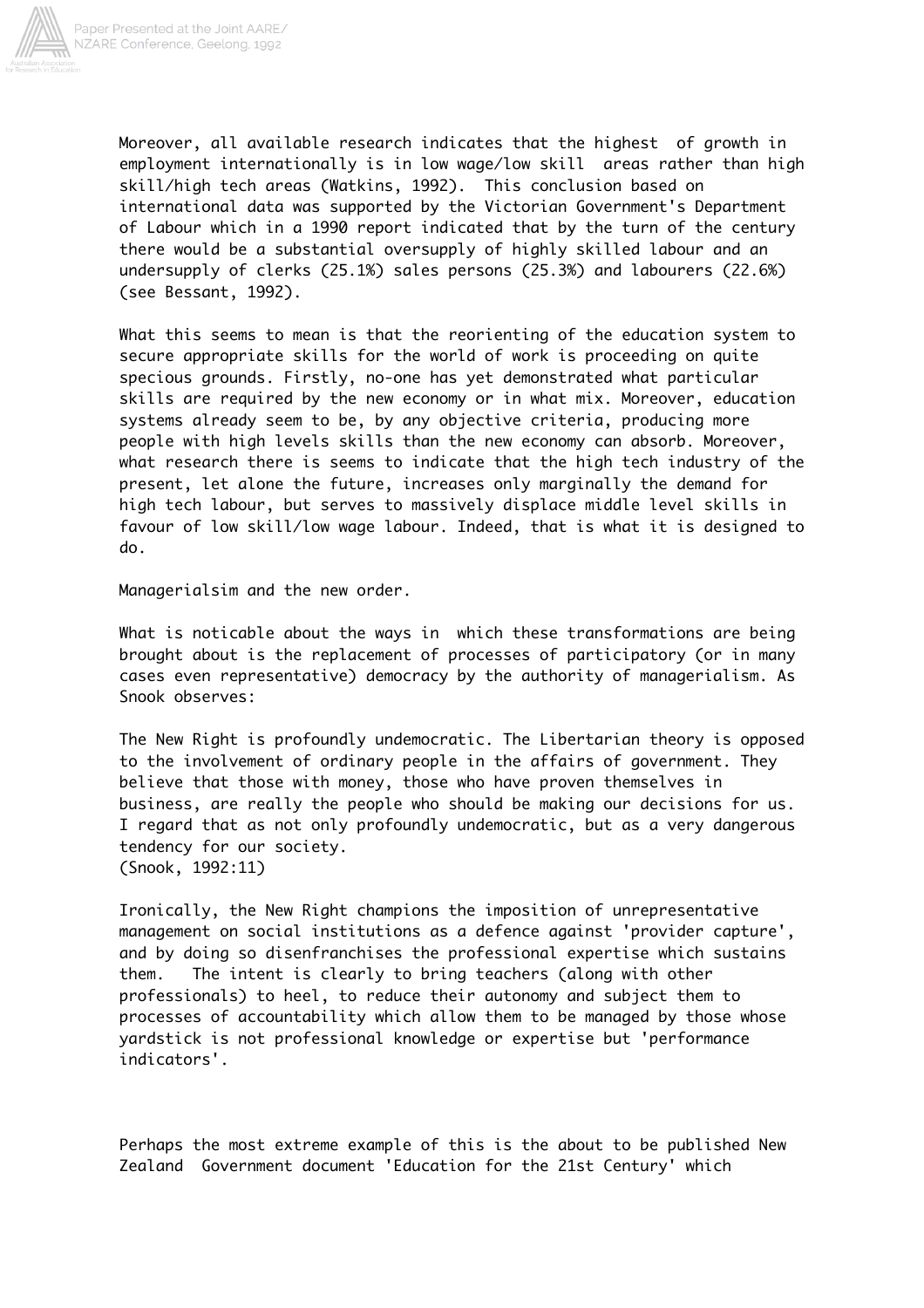Moreover, all available research indicates that the highest  of growth in employment internationally is in low wage/low skill  areas rather than high skill/high tech areas (Watkins, 1992).  This conclusion based on international data was supported by the Victorian Government's Department of Labour which in a 1990 report indicated that by the turn of the century there would be a substantial oversupply of highly skilled labour and an undersupply of clerks (25.1%) sales persons (25.3%) and labourers (22.6%) (see Bessant, 1992).

What this seems to mean is that the reorienting of the education system to secure appropriate skills for the world of work is proceeding on quite specious grounds. Firstly, no-one has yet demonstrated what particular skills are required by the new economy or in what mix. Moreover, education systems already seem to be, by any objective criteria, producing more people with high levels skills than the new economy can absorb. Moreover, what research there is seems to indicate that the high tech industry of the present, let alone the future, increases only marginally the demand for high tech labour, but serves to massively displace middle level skills in favour of low skill/low wage labour. Indeed, that is what it is designed to do.

## Managerialsim and the new order.

What is noticable about the ways in  which these transformations are being brought about is the replacement of processes of participatory (or in many cases even representative) democracy by the authority of managerialism. As Snook observes:

> The New Right is profoundly undemocratic. The Libertarian theory is opposed to the involvement of ordinary people in the affairs of government. They believe that those with money, those who have proven themselves in business, are really the people who should be making our decisions for us. I regard that as not only profoundly undemocratic, but as a very dangerous tendency for our society.
> (Snook, 1992:11)

Ironically, the New Right champions the imposition of unrepresentative management on social institutions as a defence against 'provider capture', and by doing so disenfranchises the professional expertise which sustains them.   The intent is clearly to bring teachers (along with other professionals) to heel, to reduce their autonomy and subject them to processes of accountability which allow them to be managed by those whose yardstick is not professional knowledge or expertise but 'performance indicators'.

Perhaps the most extreme example of this is the about to be published New Zealand  Government document 'Education for the 21st Century' which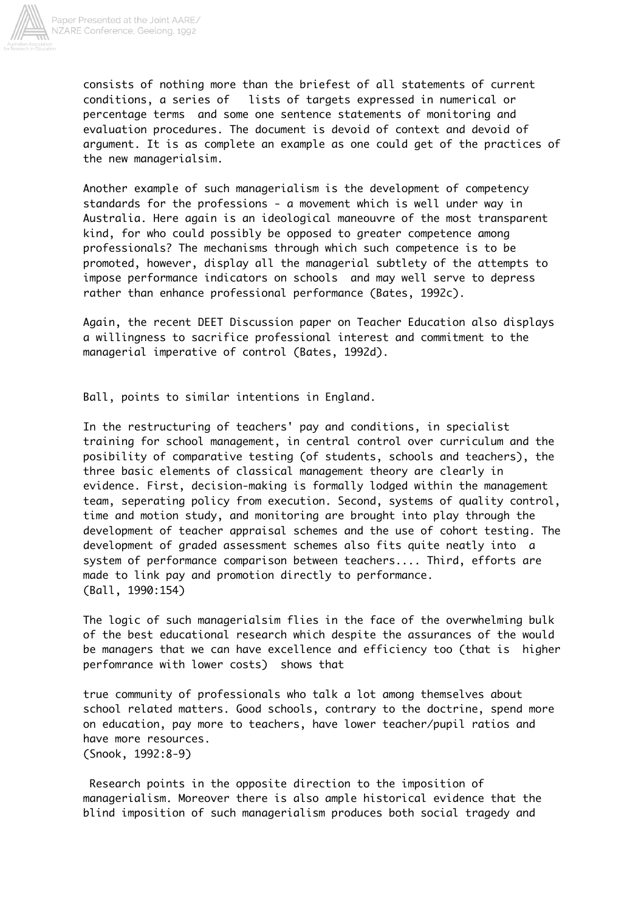consists of nothing more than the briefest of all statements of current conditions, a series of lists of targets expressed in numerical or percentage terms and some one sentence statements of monitoring and evaluation procedures. The document is devoid of context and devoid of argument. It is as complete an example as one could get of the practices of the new managerialsim.

Another example of such managerialism is the development of competency standards for the professions - a movement which is well under way in Australia. Here again is an ideological maneouvre of the most transparent kind, for who could possibly be opposed to greater competence among professionals? The mechanisms through which such competence is to be promoted, however, display all the managerial subtlety of the attempts to impose performance indicators on schools and may well serve to depress rather than enhance professional performance (Bates, 1992c).

Again, the recent DEET Discussion paper on Teacher Education also displays a willingness to sacrifice professional interest and commitment to the managerial imperative of control (Bates, 1992d).

Ball, points to similar intentions in England.

In the restructuring of teachers' pay and conditions, in specialist training for school management, in central control over curriculum and the posibility of comparative testing (of students, schools and teachers), the three basic elements of classical management theory are clearly in evidence. First, decision-making is formally lodged within the management team, seperating policy from execution. Second, systems of quality control, time and motion study, and monitoring are brought into play through the development of teacher appraisal schemes and the use of cohort testing. The development of graded assessment schemes also fits quite neatly into a system of performance comparison between teachers.... Third, efforts are made to link pay and promotion directly to performance.
(Ball, 1990:154)

The logic of such managerialsim flies in the face of the overwhelming bulk of the best educational research which despite the assurances of the would be managers that we can have excellence and efficiency too (that is higher perfomrance with lower costs) shows that

true community of professionals who talk a lot among themselves about school related matters. Good schools, contrary to the doctrine, spend more on education, pay more to teachers, have lower teacher/pupil ratios and have more resources.
(Snook, 1992:8-9)

Research points in the opposite direction to the imposition of managerialism. Moreover there is also ample historical evidence that the blind imposition of such managerialism produces both social tragedy and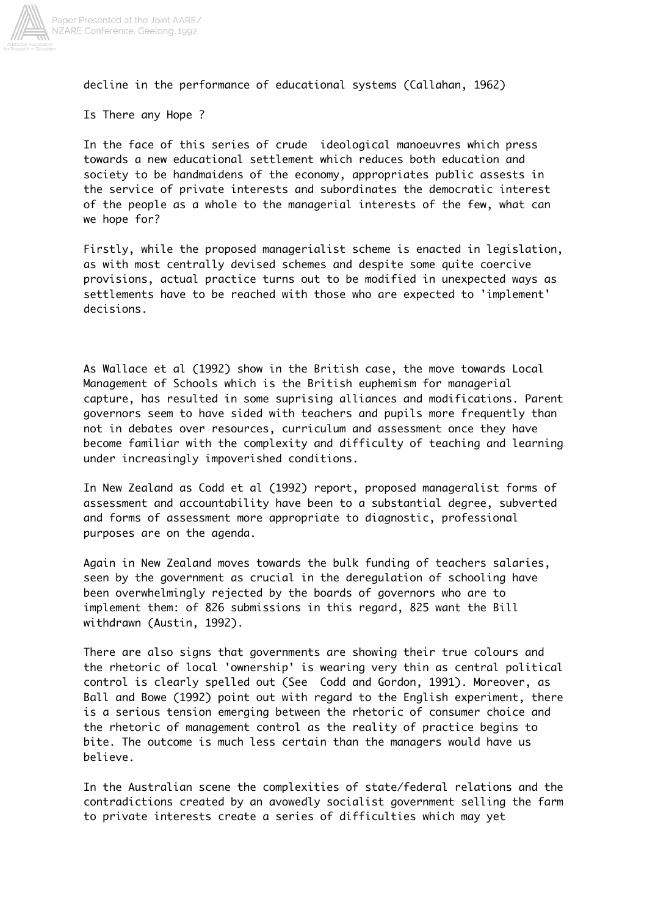decline in the performance of educational systems (Callahan, 1962)

## Is There any Hope ?

In the face of this series of crude ideological manoeuvres which press towards a new educational settlement which reduces both education and society to be handmaidens of the economy, appropriates public assests in the service of private interests and subordinates the democratic interest of the people as a whole to the managerial interests of the few, what can we hope for?

Firstly, while the proposed managerialist scheme is enacted in legislation, as with most centrally devised schemes and despite some quite coercive provisions, actual practice turns out to be modified in unexpected ways as settlements have to be reached with those who are expected to 'implement' decisions.

As Wallace et al (1992) show in the British case, the move towards Local Management of Schools which is the British euphemism for managerial capture, has resulted in some suprising alliances and modifications. Parent governors seem to have sided with teachers and pupils more frequently than not in debates over resources, curriculum and assessment once they have become familiar with the complexity and difficulty of teaching and learning under increasingly impoverished conditions.

In New Zealand as Codd et al (1992) report, proposed manageralist forms of assessment and accountability have been to a substantial degree, subverted and forms of assessment more appropriate to diagnostic, professional purposes are on the agenda.

Again in New Zealand moves towards the bulk funding of teachers salaries, seen by the government as crucial in the deregulation of schooling have been overwhelmingly rejected by the boards of governors who are to implement them: of 826 submissions in this regard, 825 want the Bill withdrawn (Austin, 1992).

There are also signs that governments are showing their true colours and the rhetoric of local 'ownership' is wearing very thin as central political control is clearly spelled out (See Codd and Gordon, 1991). Moreover, as Ball and Bowe (1992) point out with regard to the English experiment, there is a serious tension emerging between the rhetoric of consumer choice and the rhetoric of management control as the reality of practice begins to bite. The outcome is much less certain than the managers would have us believe.

In the Australian scene the complexities of state/federal relations and the contradictions created by an avowedly socialist government selling the farm to private interests create a series of difficulties which may yet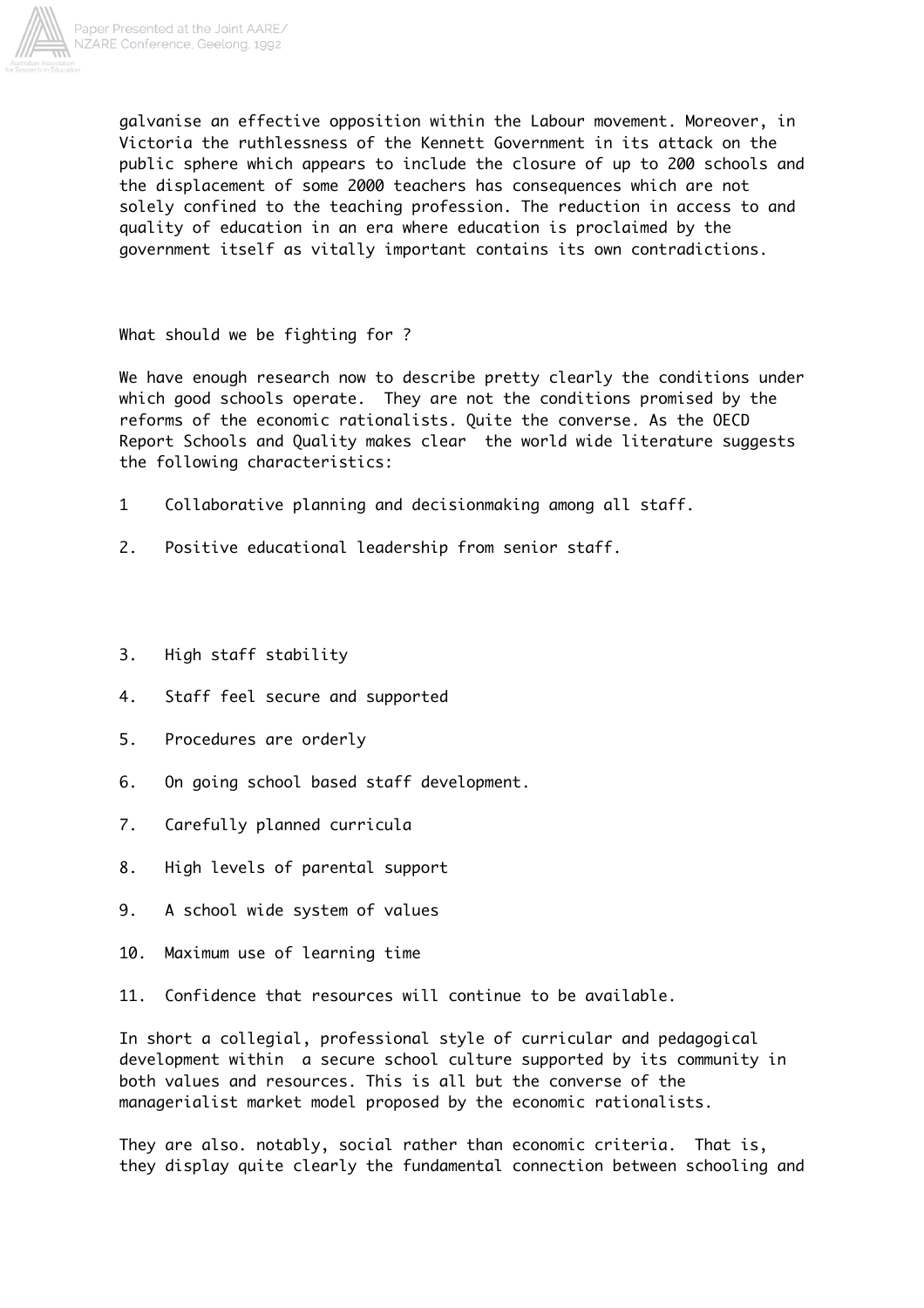galvanise an effective opposition within the Labour movement. Moreover, in Victoria the ruthlessness of the Kennett Government in its attack on the public sphere which appears to include the closure of up to 200 schools and the displacement of some 2000 teachers has consequences which are not solely confined to the teaching profession. The reduction in access to and quality of education in an era where education is proclaimed by the government itself as vitally important contains its own contradictions.

## What should we be fighting for ?

We have enough research now to describe pretty clearly the conditions under which good schools operate. They are not the conditions promised by the reforms of the economic rationalists. Quite the converse. As the OECD Report Schools and Quality makes clear the world wide literature suggests the following characteristics:

1. Collaborative planning and decisionmaking among all staff.
2. Positive educational leadership from senior staff.
3. High staff stability
4. Staff feel secure and supported
5. Procedures are orderly
6. On going school based staff development.
7. Carefully planned curricula
8. High levels of parental support
9. A school wide system of values
10. Maximum use of learning time
11. Confidence that resources will continue to be available.

In short a collegial, professional style of curricular and pedagogical development within a secure school culture supported by its community in both values and resources. This is all but the converse of the managerialist market model proposed by the economic rationalists.

They are also. notably, social rather than economic criteria. That is, they display quite clearly the fundamental connection between schooling and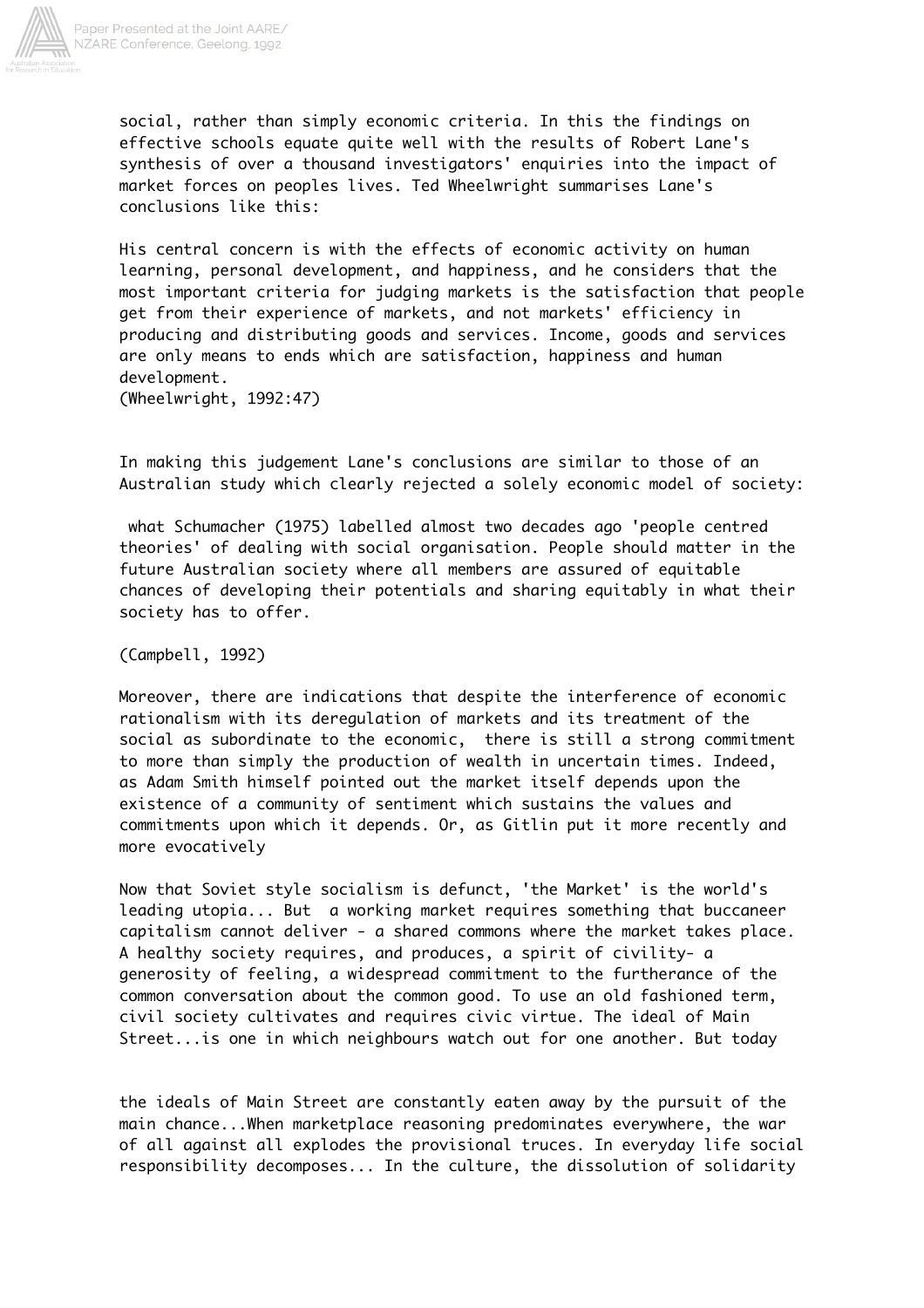social, rather than simply economic criteria. In this the findings on effective schools equate quite well with the results of Robert Lane's synthesis of over a thousand investigators' enquiries into the impact of market forces on peoples lives. Ted Wheelwright summarises Lane's conclusions like this:

His central concern is with the effects of economic activity on human learning, personal development, and happiness, and he considers that the most important criteria for judging markets is the satisfaction that people get from their experience of markets, and not markets' efficiency in producing and distributing goods and services. Income, goods and services are only means to ends which are satisfaction, happiness and human development.
(Wheelwright, 1992:47)

In making this judgement Lane's conclusions are similar to those of an Australian study which clearly rejected a solely economic model of society:

what Schumacher (1975) labelled almost two decades ago 'people centred theories' of dealing with social organisation. People should matter in the future Australian society where all members are assured of equitable chances of developing their potentials and sharing equitably in what their society has to offer.

(Campbell, 1992)

Moreover, there are indications that despite the interference of economic rationalism with its deregulation of markets and its treatment of the social as subordinate to the economic, there is still a strong commitment to more than simply the production of wealth in uncertain times. Indeed, as Adam Smith himself pointed out the market itself depends upon the existence of a community of sentiment which sustains the values and commitments upon which it depends. Or, as Gitlin put it more recently and more evocatively

Now that Soviet style socialism is defunct, 'the Market' is the world's leading utopia... But a working market requires something that buccaneer capitalism cannot deliver - a shared commons where the market takes place. A healthy society requires, and produces, a spirit of civility- a generosity of feeling, a widespread commitment to the furtherance of the common conversation about the common good. To use an old fashioned term, civil society cultivates and requires civic virtue. The ideal of Main Street...is one in which neighbours watch out for one another. But today

the ideals of Main Street are constantly eaten away by the pursuit of the main chance...When marketplace reasoning predominates everywhere, the war of all against all explodes the provisional truces. In everyday life social responsibility decomposes... In the culture, the dissolution of solidarity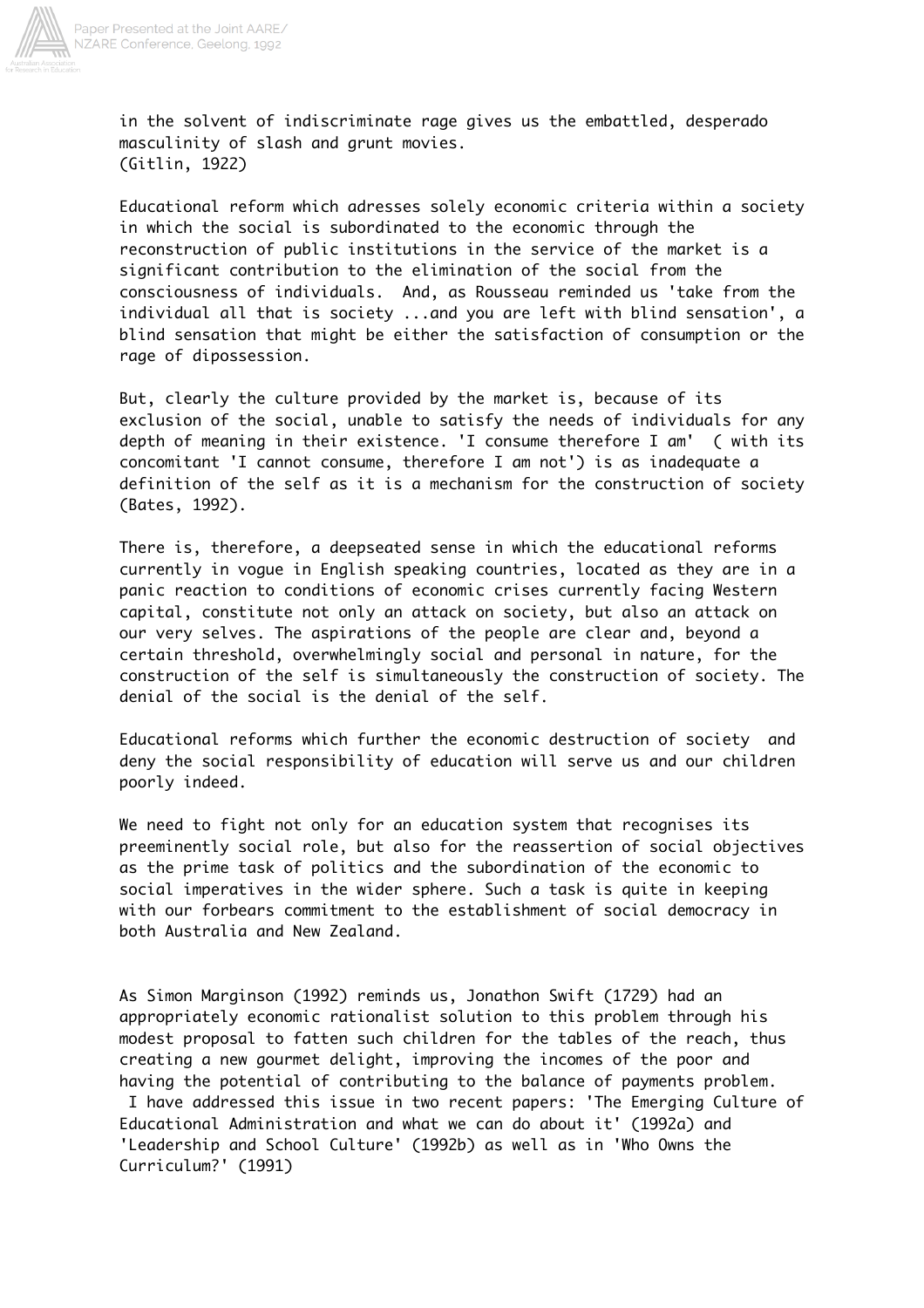in the solvent of indiscriminate rage gives us the embattled, desperado masculinity of slash and grunt movies.
(Gitlin, 1922)

Educational reform which adresses solely economic criteria within a society in which the social is subordinated to the economic through the reconstruction of public institutions in the service of the market is a significant contribution to the elimination of the social from the consciousness of individuals. And, as Rousseau reminded us 'take from the individual all that is society ...and you are left with blind sensation', a blind sensation that might be either the satisfaction of consumption or the rage of dipossession.

But, clearly the culture provided by the market is, because of its exclusion of the social, unable to satisfy the needs of individuals for any depth of meaning in their existence. 'I consume therefore I am' ( with its concomitant 'I cannot consume, therefore I am not') is as inadequate a definition of the self as it is a mechanism for the construction of society (Bates, 1992).

There is, therefore, a deepseated sense in which the educational reforms currently in vogue in English speaking countries, located as they are in a panic reaction to conditions of economic crises currently facing Western capital, constitute not only an attack on society, but also an attack on our very selves. The aspirations of the people are clear and, beyond a certain threshold, overwhelmingly social and personal in nature, for the construction of the self is simultaneously the construction of society. The denial of the social is the denial of the self.

Educational reforms which further the economic destruction of society and deny the social responsibility of education will serve us and our children poorly indeed.

We need to fight not only for an education system that recognises its preeminently social role, but also for the reassertion of social objectives as the prime task of politics and the subordination of the economic to social imperatives in the wider sphere. Such a task is quite in keeping with our forbears commitment to the establishment of social democracy in both Australia and New Zealand.

As Simon Marginson (1992) reminds us, Jonathon Swift (1729) had an appropriately economic rationalist solution to this problem through his modest proposal to fatten such children for the tables of the reach, thus creating a new gourmet delight, improving the incomes of the poor and having the potential of contributing to the balance of payments problem.
I have addressed this issue in two recent papers: 'The Emerging Culture of Educational Administration and what we can do about it' (1992a) and 'Leadership and School Culture' (1992b) as well as in 'Who Owns the Curriculum?' (1991)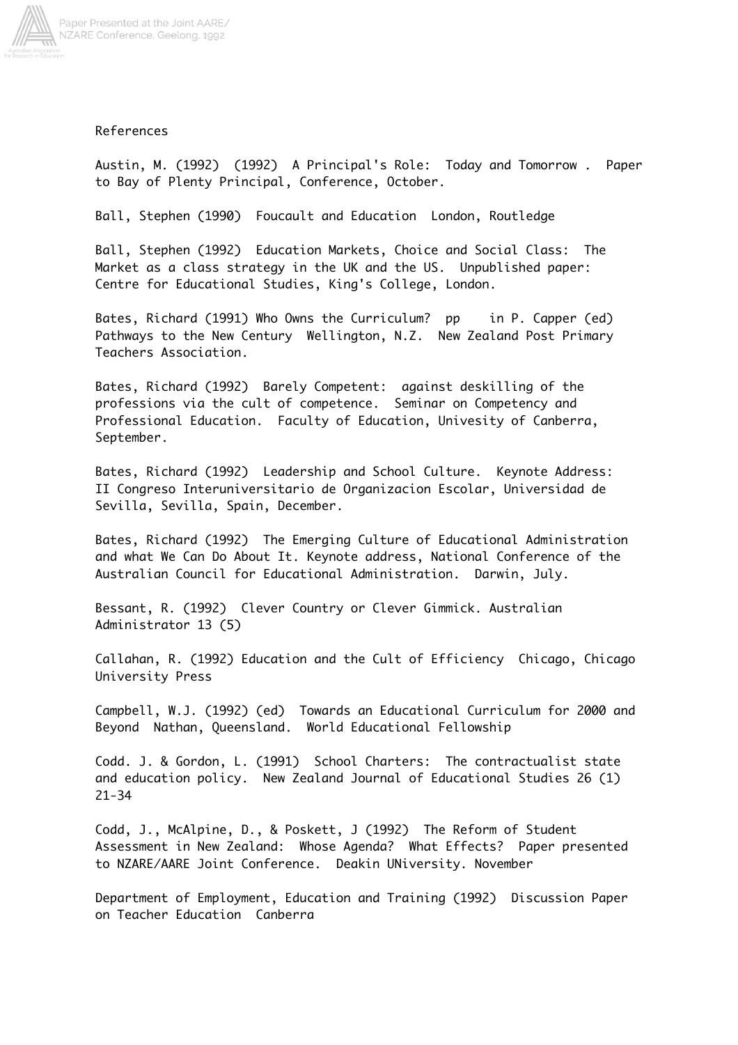References

Austin, M. (1992) (1992) A Principal's Role: Today and Tomorrow . Paper to Bay of Plenty Principal, Conference, October.

Ball, Stephen (1990) Foucault and Education London, Routledge

Ball, Stephen (1992) Education Markets, Choice and Social Class: The Market as a class strategy in the UK and the US. Unpublished paper: Centre for Educational Studies, King's College, London.

Bates, Richard (1991) Who Owns the Curriculum? pp in P. Capper (ed) Pathways to the New Century Wellington, N.Z. New Zealand Post Primary Teachers Association.

Bates, Richard (1992) Barely Competent: against deskilling of the professions via the cult of competence. Seminar on Competency and Professional Education. Faculty of Education, Univesity of Canberra, September.

Bates, Richard (1992) Leadership and School Culture. Keynote Address: II Congreso Interuniversitario de Organizacion Escolar, Universidad de Sevilla, Sevilla, Spain, December.

Bates, Richard (1992) The Emerging Culture of Educational Administration and what We Can Do About It. Keynote address, National Conference of the Australian Council for Educational Administration. Darwin, July.

Bessant, R. (1992) Clever Country or Clever Gimmick. Australian Administrator 13 (5)

Callahan, R. (1992) Education and the Cult of Efficiency Chicago, Chicago University Press

Campbell, W.J. (1992) (ed) Towards an Educational Curriculum for 2000 and Beyond Nathan, Queensland. World Educational Fellowship

Codd. J. & Gordon, L. (1991) School Charters: The contractualist state and education policy. New Zealand Journal of Educational Studies 26 (1) 21-34

Codd, J., McAlpine, D., & Poskett, J (1992) The Reform of Student Assessment in New Zealand: Whose Agenda? What Effects? Paper presented to NZARE/AARE Joint Conference. Deakin UNiversity. November

Department of Employment, Education and Training (1992) Discussion Paper on Teacher Education Canberra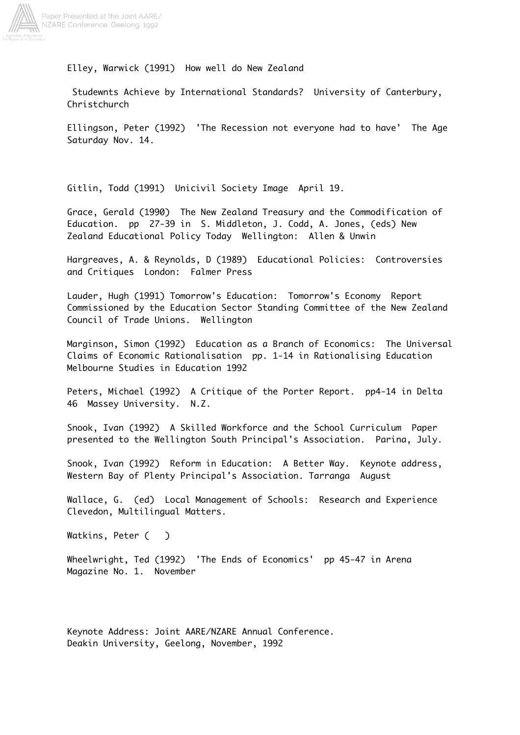Elley, Warwick (1991) How well do New Zealand

Studewnts Achieve by International Standards? University of Canterbury, Christchurch

Ellingson, Peter (1992) 'The Recession not everyone had to have' The Age Saturday Nov. 14.

Gitlin, Todd (1991) Unicivil Society Image April 19.

Grace, Gerald (1990) The New Zealand Treasury and the Commodification of Education. pp 27-39 in S. Middleton, J. Codd, A. Jones, (eds) New Zealand Educational Policy Today Wellington: Allen & Unwin

Hargreaves, A. & Reynolds, D (1989) Educational Policies: Controversies and Critiques London: Falmer Press

Lauder, Hugh (1991) Tomorrow's Education: Tomorrow's Economy Report Commissioned by the Education Sector Standing Committee of the New Zealand Council of Trade Unions. Wellington

Marginson, Simon (1992) Education as a Branch of Economics: The Universal Claims of Economic Rationalisation pp. 1-14 in Rationalising Education Melbourne Studies in Education 1992

Peters, Michael (1992) A Critique of the Porter Report. pp4-14 in Delta 46 Massey University. N.Z.

Snook, Ivan (1992) A Skilled Workforce and the School Curriculum Paper presented to the Wellington South Principal's Association. Parina, July.

Snook, Ivan (1992) Reform in Education: A Better Way. Keynote address, Western Bay of Plenty Principal's Association. Tarranga August

Wallace, G. (ed) Local Management of Schools: Research and Experience Clevedon, Multilingual Matters.

Watkins, Peter ( )

Wheelwright, Ted (1992) 'The Ends of Economics' pp 45-47 in Arena Magazine No. 1. November

Keynote Address: Joint AARE/NZARE Annual Conference.
Deakin University, Geelong, November, 1992